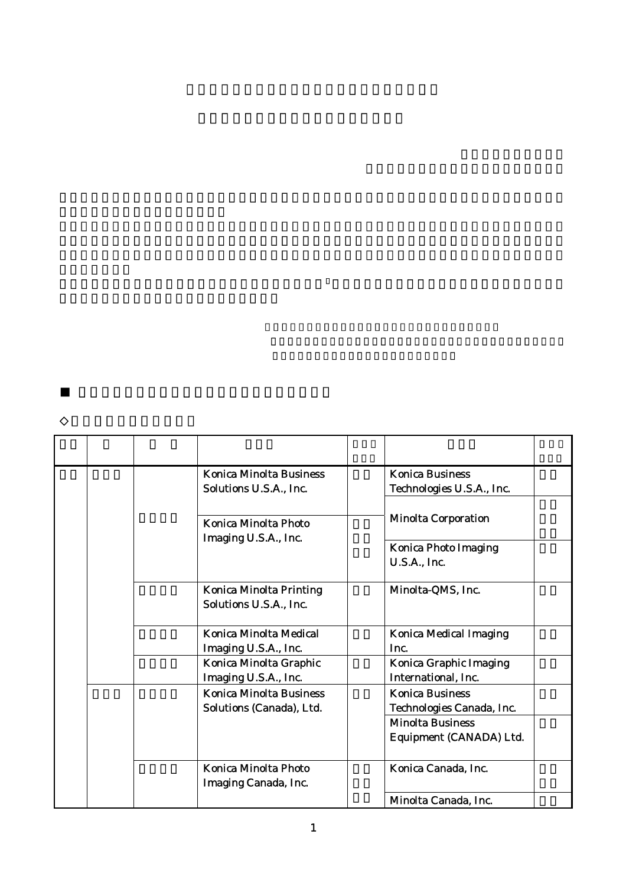■

◇

| | | | | | | |
|---|---|---|---|---|---|---|
| | | | Konica Minolta Business Solutions U.S.A., Inc. | | Konica Business Technologies U.S.A., Inc. | |
| | | | | | Minolta Corporation | |
| | | | Konica Minolta Photo Imaging U.S.A., Inc. | | Konica Photo Imaging U.S.A., Inc. | |
| | | | Konica Minolta Printing Solutions U.S.A., Inc. | | Minolta-QMS, Inc. | |
| | | | Konica Minolta Medical Imaging U.S.A., Inc. | | Konica Medical Imaging Inc. | |
| | | | Konica Minolta Graphic Imaging U.S.A., Inc. | | Konica Graphic Imaging International, Inc. | |
| | | | Konica Minolta Business Solutions (Canada), Ltd. | | Konica Business Technologies Canada, Inc. | |
| | | | | | Minolta Business Equipment (CANADA) Ltd. | |
| | | | Konica Minolta Photo Imaging Canada, Inc. | | Konica Canada, Inc. | |
| | | | | | Minolta Canada, Inc. | |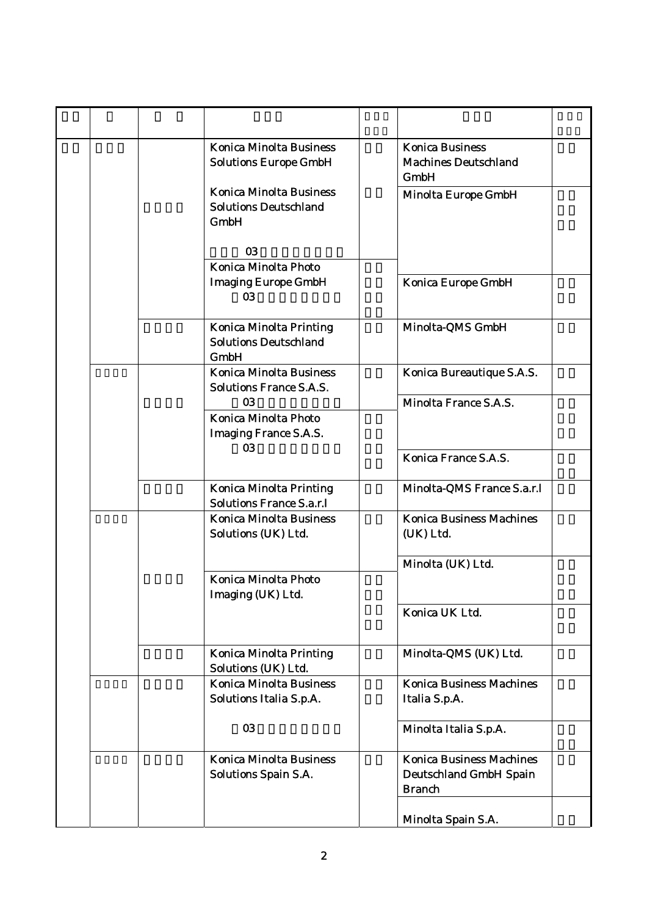| | | | | | | |
|---|---|---|---|---|---|---|
| | | | Konica Minolta Business Solutions Europe GmbH | | Konica Business Machines Deutschland GmbH | |
| | | | Konica Minolta Business Solutions Deutschland GmbH<br><br>03 | | Minolta Europe GmbH | |
| | | | Konica Minolta Photo Imaging Europe GmbH<br>03 | | Konica Europe GmbH | |
| | | | Konica Minolta Printing Solutions Deutschland GmbH | | Minolta-QMS GmbH | |
| | | | Konica Minolta Business Solutions France S.A.S.<br>03 | | Konica Bureautique S.A.S. | |
| | | | | | Minolta France S.A.S. | |
| | | | Konica Minolta Photo Imaging France S.A.S.<br>03 | | Konica France S.A.S. | |
| | | | Konica Minolta Printing Solutions France S.a.r.l | | Minolta-QMS France S.a.r.l | |
| | | | Konica Minolta Business Solutions (UK) Ltd. | | Konica Business Machines (UK) Ltd. | |
| | | | | | Minolta (UK) Ltd. | |
| | | | Konica Minolta Photo Imaging (UK) Ltd. | | Konica UK Ltd. | |
| | | | Konica Minolta Printing Solutions (UK) Ltd. | | Minolta-QMS (UK) Ltd. | |
| | | | Konica Minolta Business Solutions Italia S.p.A.<br><br>03 | | Konica Business Machines Italia S.p.A. | |
| | | | | | Minolta Italia S.p.A. | |
| | | | Konica Minolta Business Solutions Spain S.A. | | Konica Business Machines Deutschland GmbH Spain Branch | |
| | | | | | Minolta Spain S.A. | |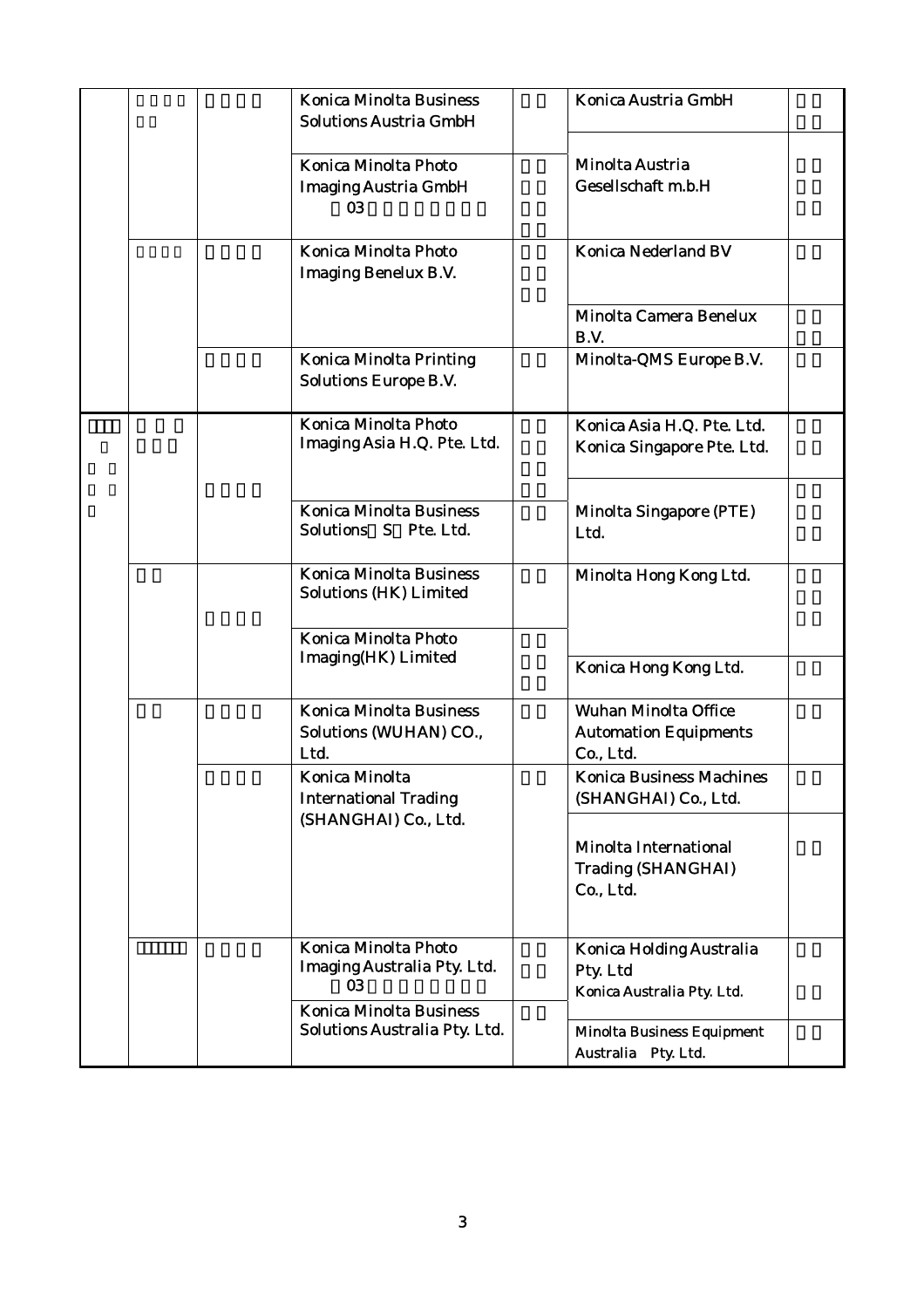| | | | | | | |
|---|---|---|---|---|---|---|
| | | | Konica Minolta Business Solutions Austria GmbH | | Konica Austria GmbH | |
| | | | Konica Minolta Photo Imaging Austria GmbH 03 | | Minolta Austria Gesellschaft m.b.H | |
| | | | Konica Minolta Photo Imaging Benelux B.V. | | Konica Nederland BV | |
| | | | | | Minolta Camera Benelux B.V. | |
| | | | Konica Minolta Printing Solutions Europe B.V. | | Minolta-QMS Europe B.V. | |
| | | | Konica Minolta Photo Imaging Asia H.Q. Pte. Ltd. | | Konica Asia H.Q. Pte. Ltd. Konica Singapore Pte. Ltd. | |
| | | | Konica Minolta Business Solutions S Pte. Ltd. | | Minolta Singapore (PTE) Ltd. | |
| | | | Konica Minolta Business Solutions (HK) Limited | | Minolta Hong Kong Ltd. | |
| | | | Konica Minolta Photo Imaging(HK) Limited | | Konica Hong Kong Ltd. | |
| | | | Konica Minolta Business Solutions (WUHAN) CO., Ltd. | | Wuhan Minolta Office Automation Equipments Co., Ltd. | |
| | | | Konica Minolta International Trading (SHANGHAI) Co., Ltd. | | Konica Business Machines (SHANGHAI) Co., Ltd. | |
| | | | | | Minolta International Trading (SHANGHAI) Co., Ltd. | |
| | | | Konica Minolta Photo Imaging Australia Pty. Ltd. 03 | | Konica Holding Australia Pty. Ltd Konica Australia Pty. Ltd. | |
| | | | Konica Minolta Business Solutions Australia Pty. Ltd. | | Minolta Business Equipment Australia Pty. Ltd. | |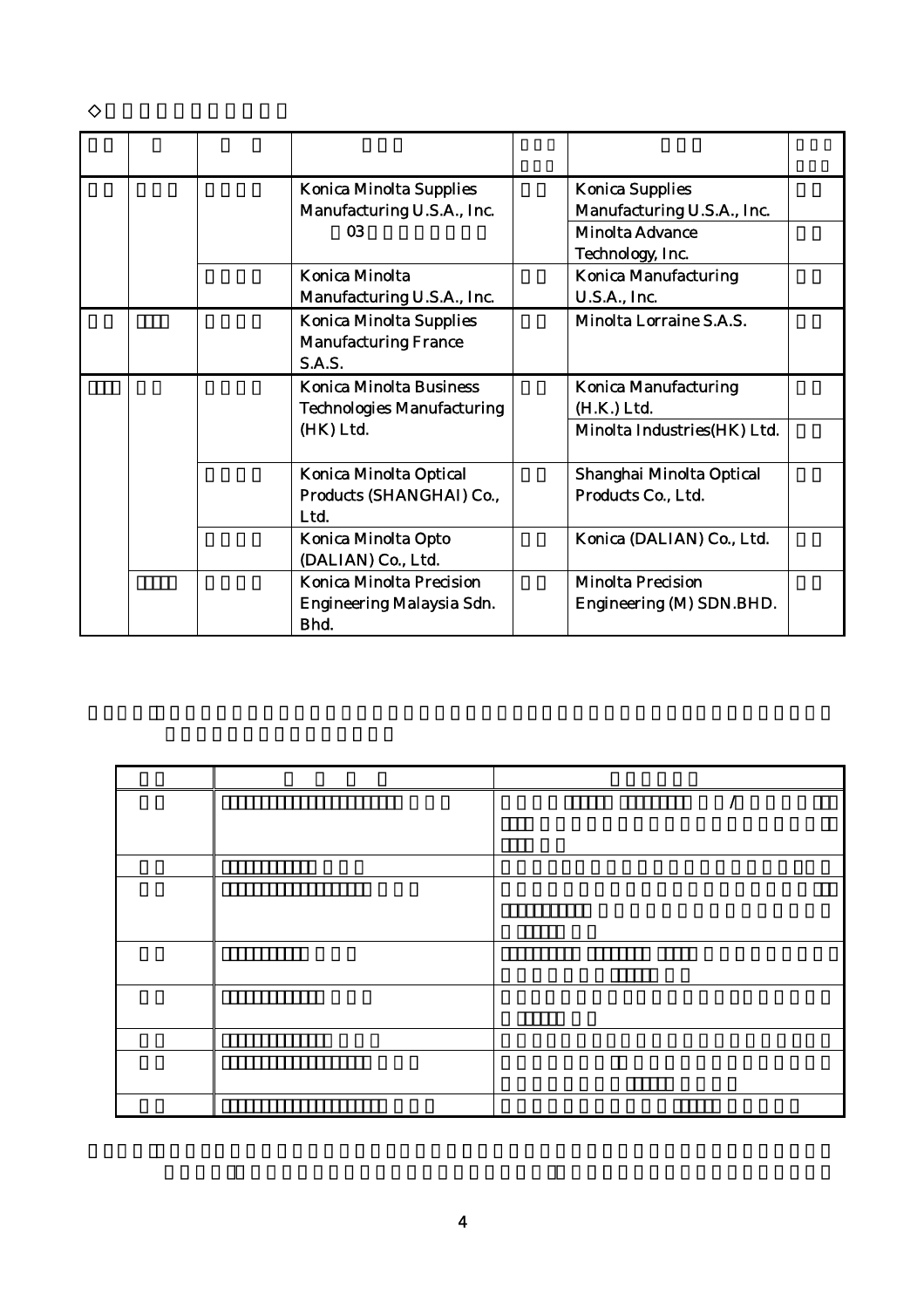◇

| | | | | | | |
|---|---|---|---|---|---|---|
| | | | Konica Minolta Supplies Manufacturing U.S.A., Inc. 03 | | Konica Supplies Manufacturing U.S.A., Inc. | |
| | | | | | Minolta Advance Technology, Inc. | |
| | | | Konica Minolta Manufacturing U.S.A., Inc. | | Konica Manufacturing U.S.A., Inc. | |
| | | | Konica Minolta Supplies Manufacturing France S.A.S. | | Minolta Lorraine S.A.S. | |
| | | | Konica Minolta Business Technologies Manufacturing (HK) Ltd. | | Konica Manufacturing (H.K.) Ltd. | |
| | | | | | Minolta Industries(HK) Ltd. | |
| | | | Konica Minolta Optical Products (SHANGHAI) Co., Ltd. | | Shanghai Minolta Optical Products Co., Ltd. | |
| | | | Konica Minolta Opto (DALIAN) Co., Ltd. | | Konica (DALIAN) Co., Ltd. | |
| | | | Konica Minolta Precision Engineering Malaysia Sdn. Bhd. | | Minolta Precision Engineering (M) SDN.BHD. | |

| | | |
|---|---|---|
| | | / |
| | | |
| | | |
| | | |
| | | |
| | | |
| | | |
| | | |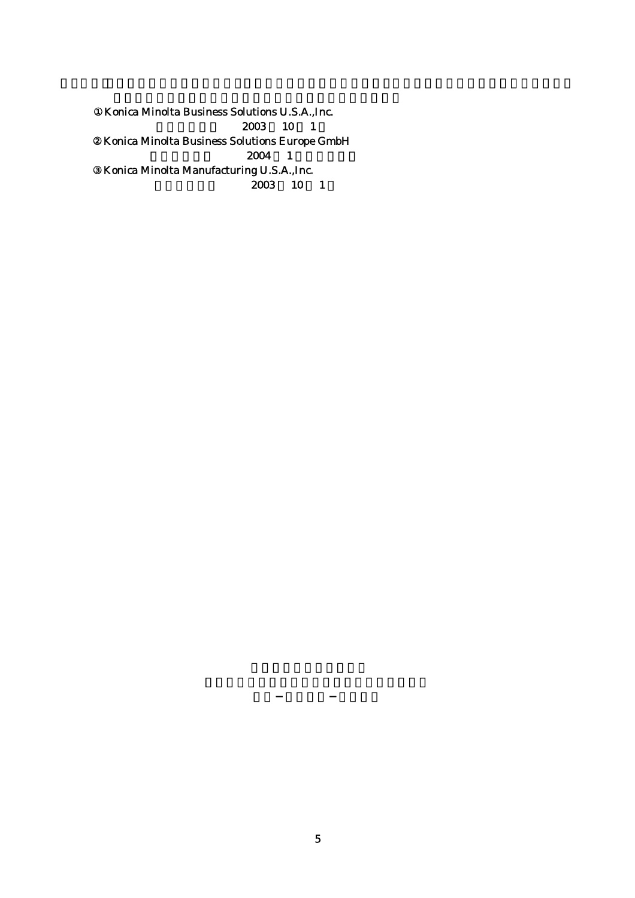① Konica Minolta Business Solutions U.S.A.,Inc.

2003 10 1

② Konica Minolta Business Solutions Europe GmbH

2004 1

③ Konica Minolta Manufacturing U.S.A.,Inc.

2003 10 1